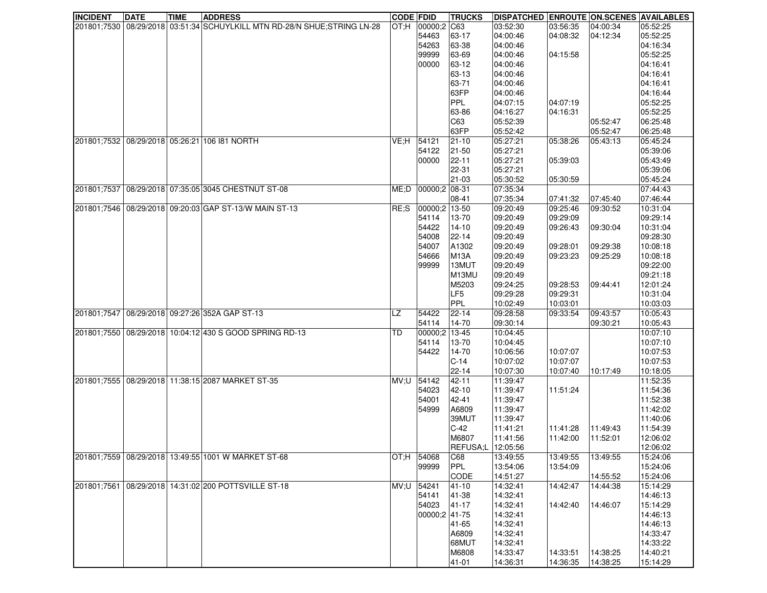| INCIDENT | DATE | TIME | ADDRESS | CODE | FDID | TRUCKS | DISPATCHED | ENROUTE | ON.SCENES | AVAILABLES |
|---|---|---|---|---|---|---|---|---|---|---|
| 201801;7530 | 08/29/2018 | 03:51:34 | SCHUYLKILL MTN RD-28/N SHUE;STRING LN-28 | OT;H | 00000;2 | C63 | 03:52:30 | 03:56:35 | 04:00:34 | 05:52:25 |
| | | | | | 54463 | 63-17 | 04:00:46 | 04:08:32 | 04:12:34 | 05:52:25 |
| | | | | | 54263 | 63-38 | 04:00:46 | | | 04:16:34 |
| | | | | | 99999 | 63-69 | 04:00:46 | 04:15:58 | | 05:52:25 |
| | | | | | 00000 | 63-12 | 04:00:46 | | | 04:16:41 |
| | | | | | | 63-13 | 04:00:46 | | | 04:16:41 |
| | | | | | | 63-71 | 04:00:46 | | | 04:16:41 |
| | | | | | | 63FP | 04:00:46 | | | 04:16:44 |
| | | | | | | PPL | 04:07:15 | 04:07:19 | | 05:52:25 |
| | | | | | | 63-86 | 04:16:27 | 04:16:31 | | 05:52:25 |
| | | | | | | C63 | 05:52:39 | | 05:52:47 | 06:25:48 |
| | | | | | | 63FP | 05:52:42 | | 05:52:47 | 06:25:48 |
| 201801;7532 | 08/29/2018 | 05:26:21 | 106 I81 NORTH | VE;H | 54121 | 21-10 | 05:27:21 | 05:38:26 | 05:43:13 | 05:45:24 |
| | | | | | 54122 | 21-50 | 05:27:21 | | | 05:39:06 |
| | | | | | 00000 | 22-11 | 05:27:21 | 05:39:03 | | 05:43:49 |
| | | | | | | 22-31 | 05:27:21 | | | 05:39:06 |
| | | | | | | 21-03 | 05:30:52 | 05:30:59 | | 05:45:24 |
| 201801;7537 | 08/29/2018 | 07:35:05 | 3045 CHESTNUT ST-08 | ME;D | 00000;2 | 08-31 | 07:35:34 | | | 07:44:43 |
| | | | | | | 08-41 | 07:35:34 | 07:41:32 | 07:45:40 | 07:46:44 |
| 201801;7546 | 08/29/2018 | 09:20:03 | GAP ST-13/W MAIN ST-13 | RE;S | 00000;2 | 13-50 | 09:20:49 | 09:25:46 | 09:30:52 | 10:31:04 |
| | | | | | 54114 | 13-70 | 09:20:49 | 09:29:09 | | 09:29:14 |
| | | | | | 54422 | 14-10 | 09:20:49 | 09:26:43 | 09:30:04 | 10:31:04 |
| | | | | | 54008 | 22-14 | 09:20:49 | | | 09:28:30 |
| | | | | | 54007 | A1302 | 09:20:49 | 09:28:01 | 09:29:38 | 10:08:18 |
| | | | | | 54666 | M13A | 09:20:49 | 09:23:23 | 09:25:29 | 10:08:18 |
| | | | | | 99999 | 13MUT | 09:20:49 | | | 09:22:00 |
| | | | | | | M13MU | 09:20:49 | | | 09:21:18 |
| | | | | | | M5203 | 09:24:25 | 09:28:53 | 09:44:41 | 12:01:24 |
| | | | | | | LF5 | 09:29:28 | 09:29:31 | | 10:31:04 |
| | | | | | | PPL | 10:02:49 | 10:03:01 | | 10:03:03 |
| 201801;7547 | 08/29/2018 | 09:27:26 | 352A GAP ST-13 | LZ | 54422 | 22-14 | 09:28:58 | 09:33:54 | 09:43:57 | 10:05:43 |
| | | | | | 54114 | 14-70 | 09:30:14 | | 09:30:21 | 10:05:43 |
| 201801;7550 | 08/29/2018 | 10:04:12 | 430 S GOOD SPRING RD-13 | TD | 00000;2 | 13-45 | 10:04:45 | | | 10:07:10 |
| | | | | | 54114 | 13-70 | 10:04:45 | | | 10:07:10 |
| | | | | | 54422 | 14-70 | 10:06:56 | 10:07:07 | | 10:07:53 |
| | | | | | | C-14 | 10:07:02 | 10:07:07 | | 10:07:53 |
| | | | | | | 22-14 | 10:07:30 | 10:07:40 | 10:17:49 | 10:18:05 |
| 201801;7555 | 08/29/2018 | 11:38:15 | 2087 MARKET ST-35 | MV;U | 54142 | 42-11 | 11:39:47 | | | 11:52:35 |
| | | | | | 54023 | 42-10 | 11:39:47 | 11:51:24 | | 11:54:36 |
| | | | | | 54001 | 42-41 | 11:39:47 | | | 11:52:38 |
| | | | | | 54999 | A6809 | 11:39:47 | | | 11:42:02 |
| | | | | | | 39MUT | 11:39:47 | | | 11:40:06 |
| | | | | | | C-42 | 11:41:21 | 11:41:28 | 11:49:43 | 11:54:39 |
| | | | | | | M6807 | 11:41:56 | 11:42:00 | 11:52:01 | 12:06:02 |
| | | | | | | REFUSA;L | 12:05:56 | | | 12:06:02 |
| 201801;7559 | 08/29/2018 | 13:49:55 | 1001 W MARKET ST-68 | OT;H | 54068 | C68 | 13:49:55 | 13:49:55 | 13:49:55 | 15:24:06 |
| | | | | | 99999 | PPL | 13:54:06 | 13:54:09 | | 15:24:06 |
| | | | | | | CODE | 14:51:27 | | 14:55:52 | 15:24:06 |
| 201801;7561 | 08/29/2018 | 14:31:02 | 200 POTTSVILLE ST-18 | MV;U | 54241 | 41-10 | 14:32:41 | 14:42:47 | 14:44:38 | 15:14:29 |
| | | | | | 54141 | 41-38 | 14:32:41 | | | 14:46:13 |
| | | | | | 54023 | 41-17 | 14:32:41 | 14:42:40 | 14:46:07 | 15:14:29 |
| | | | | | 00000;2 | 41-75 | 14:32:41 | | | 14:46:13 |
| | | | | | | 41-65 | 14:32:41 | | | 14:46:13 |
| | | | | | | A6809 | 14:32:41 | | | 14:33:47 |
| | | | | | | 68MUT | 14:32:41 | | | 14:33:22 |
| | | | | | | M6808 | 14:33:47 | 14:33:51 | 14:38:25 | 14:40:21 |
| | | | | | | 41-01 | 14:36:31 | 14:36:35 | 14:38:25 | 15:14:29 |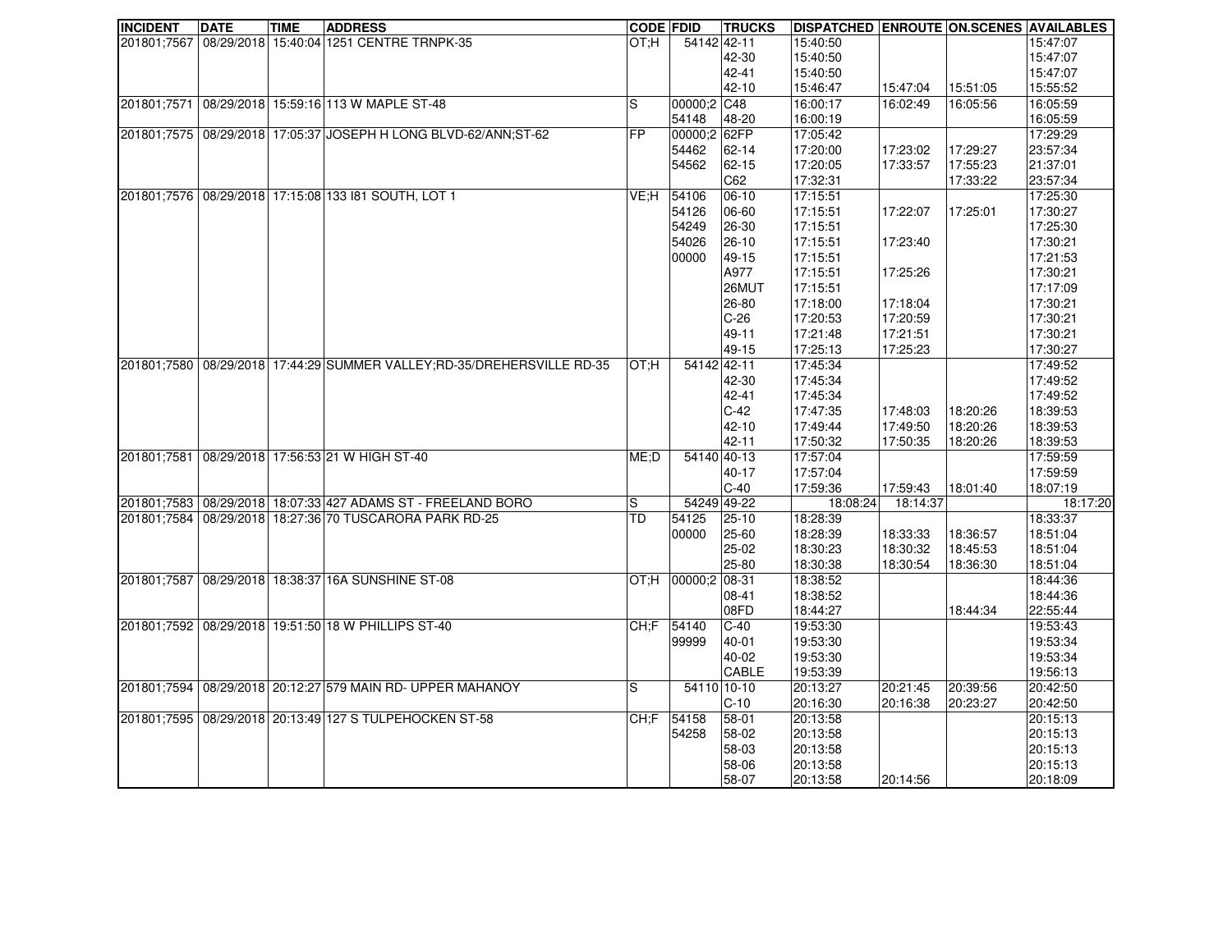| INCIDENT | DATE | TIME | ADDRESS | CODE | FDID | TRUCKS | DISPATCHED | ENROUTE | ON.SCENES | AVAILABLES |
|---|---|---|---|---|---|---|---|---|---|---|
| 201801;7567 | 08/29/2018 | 15:40:04 | 1251 CENTRE TRNPK-35 | OT;H | 54142 | 42-11 | 15:40:50 | | | 15:47:07 |
| | | | | | | 42-30 | 15:40:50 | | | 15:47:07 |
| | | | | | | 42-41 | 15:40:50 | | | 15:47:07 |
| | | | | | | 42-10 | 15:46:47 | 15:47:04 | 15:51:05 | 15:55:52 |
| 201801;7571 | 08/29/2018 | 15:59:16 | 113 W MAPLE ST-48 | S | 00000;2 | C48 | 16:00:17 | 16:02:49 | 16:05:56 | 16:05:59 |
| | | | | | 54148 | 48-20 | 16:00:19 | | | 16:05:59 |
| 201801;7575 | 08/29/2018 | 17:05:37 | JOSEPH H LONG BLVD-62/ANN;ST-62 | FP | 00000;2 | 62FP | 17:05:42 | | | 17:29:29 |
| | | | | | 54462 | 62-14 | 17:20:00 | 17:23:02 | 17:29:27 | 23:57:34 |
| | | | | | 54562 | 62-15 | 17:20:05 | 17:33:57 | 17:55:23 | 21:37:01 |
| | | | | | | C62 | 17:32:31 | | 17:33:22 | 23:57:34 |
| 201801;7576 | 08/29/2018 | 17:15:08 | 133 I81 SOUTH, LOT 1 | VE;H | 54106 | 06-10 | 17:15:51 | | | 17:25:30 |
| | | | | | 54126 | 06-60 | 17:15:51 | 17:22:07 | 17:25:01 | 17:30:27 |
| | | | | | 54249 | 26-30 | 17:15:51 | | | 17:25:30 |
| | | | | | 54026 | 26-10 | 17:15:51 | 17:23:40 | | 17:30:21 |
| | | | | | 00000 | 49-15 | 17:15:51 | | | 17:21:53 |
| | | | | | | A977 | 17:15:51 | 17:25:26 | | 17:30:21 |
| | | | | | | 26MUT | 17:15:51 | | | 17:17:09 |
| | | | | | | 26-80 | 17:18:00 | 17:18:04 | | 17:30:21 |
| | | | | | | C-26 | 17:20:53 | 17:20:59 | | 17:30:21 |
| | | | | | | 49-11 | 17:21:48 | 17:21:51 | | 17:30:21 |
| | | | | | | 49-15 | 17:25:13 | 17:25:23 | | 17:30:27 |
| 201801;7580 | 08/29/2018 | 17:44:29 | SUMMER VALLEY;RD-35/DREHERSVILLE RD-35 | OT;H | 54142 | 42-11 | 17:45:34 | | | 17:49:52 |
| | | | | | | 42-30 | 17:45:34 | | | 17:49:52 |
| | | | | | | 42-41 | 17:45:34 | | | 17:49:52 |
| | | | | | | C-42 | 17:47:35 | 17:48:03 | 18:20:26 | 18:39:53 |
| | | | | | | 42-10 | 17:49:44 | 17:49:50 | 18:20:26 | 18:39:53 |
| | | | | | | 42-11 | 17:50:32 | 17:50:35 | 18:20:26 | 18:39:53 |
| 201801;7581 | 08/29/2018 | 17:56:53 | 21 W HIGH ST-40 | ME;D | 54140 | 40-13 | 17:57:04 | | | 17:59:59 |
| | | | | | | 40-17 | 17:57:04 | | | 17:59:59 |
| | | | | | | C-40 | 17:59:36 | 17:59:43 | 18:01:40 | 18:07:19 |
| 201801;7583 | 08/29/2018 | 18:07:33 | 427 ADAMS ST - FREELAND BORO | S | 54249 | 49-22 | 18:08:24 | 18:14:37 | | 18:17:20 |
| 201801;7584 | 08/29/2018 | 18:27:36 | 70 TUSCARORA PARK RD-25 | TD | 54125 | 25-10 | 18:28:39 | | | 18:33:37 |
| | | | | | 00000 | 25-60 | 18:28:39 | 18:33:33 | 18:36:57 | 18:51:04 |
| | | | | | | 25-02 | 18:30:23 | 18:30:32 | 18:45:53 | 18:51:04 |
| | | | | | | 25-80 | 18:30:38 | 18:30:54 | 18:36:30 | 18:51:04 |
| 201801;7587 | 08/29/2018 | 18:38:37 | 16A SUNSHINE ST-08 | OT;H | 00000;2 | 08-31 | 18:38:52 | | | 18:44:36 |
| | | | | | | 08-41 | 18:38:52 | | | 18:44:36 |
| | | | | | | 08FD | 18:44:27 | | 18:44:34 | 22:55:44 |
| 201801;7592 | 08/29/2018 | 19:51:50 | 18 W PHILLIPS ST-40 | CH;F | 54140 | C-40 | 19:53:30 | | | 19:53:43 |
| | | | | | 99999 | 40-01 | 19:53:30 | | | 19:53:34 |
| | | | | | | 40-02 | 19:53:30 | | | 19:53:34 |
| | | | | | | CABLE | 19:53:39 | | | 19:56:13 |
| 201801;7594 | 08/29/2018 | 20:12:27 | 579 MAIN RD- UPPER MAHANOY | S | 54110 | 10-10 | 20:13:27 | 20:21:45 | 20:39:56 | 20:42:50 |
| | | | | | | C-10 | 20:16:30 | 20:16:38 | 20:23:27 | 20:42:50 |
| 201801;7595 | 08/29/2018 | 20:13:49 | 127 S TULPEHOCKEN ST-58 | CH;F | 54158 | 58-01 | 20:13:58 | | | 20:15:13 |
| | | | | | 54258 | 58-02 | 20:13:58 | | | 20:15:13 |
| | | | | | | 58-03 | 20:13:58 | | | 20:15:13 |
| | | | | | | 58-06 | 20:13:58 | | | 20:15:13 |
| | | | | | | 58-07 | 20:13:58 | 20:14:56 | | 20:18:09 |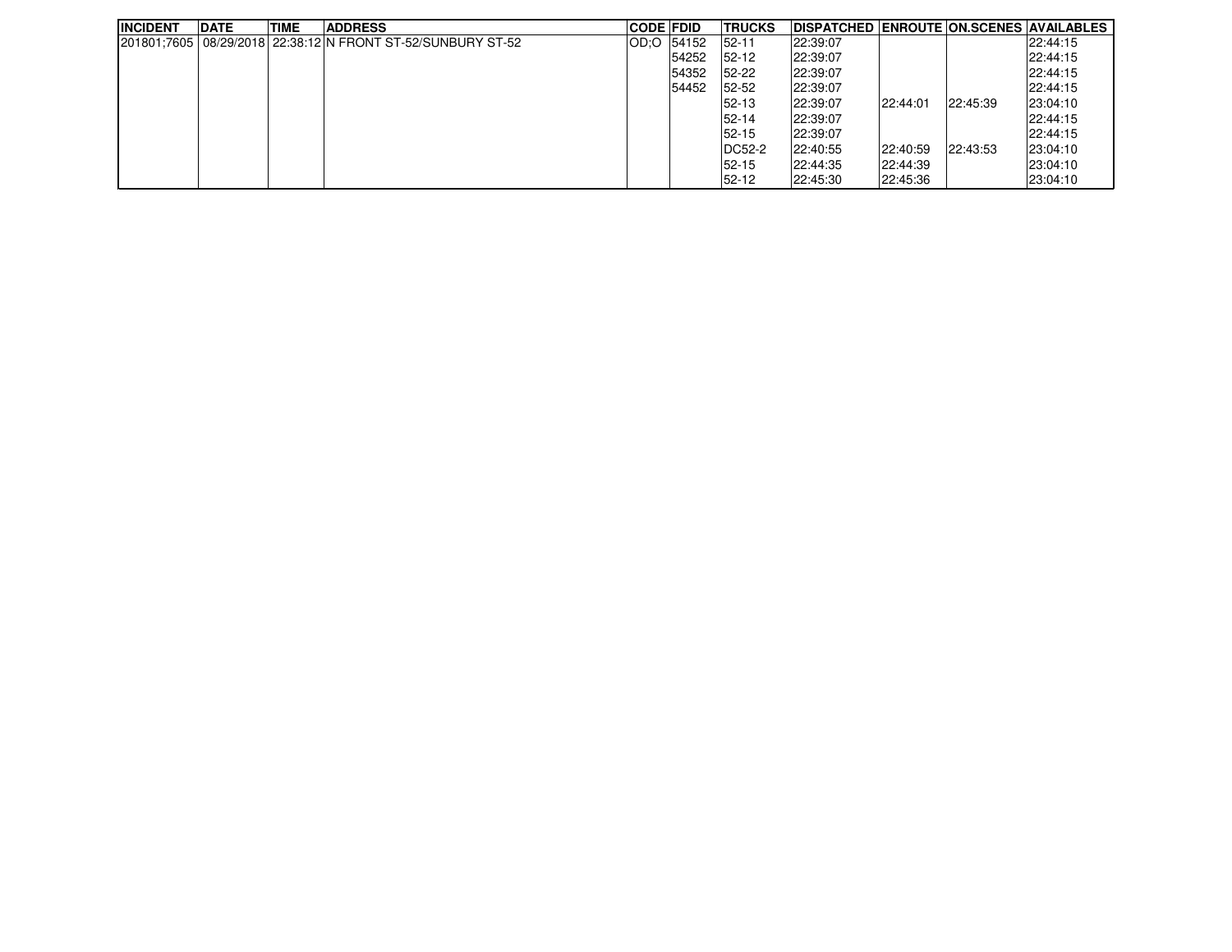| INCIDENT | DATE | TIME | ADDRESS | CODE | FDID | TRUCKS | DISPATCHED | ENROUTE | ON.SCENES | AVAILABLES |
|---|---|---|---|---|---|---|---|---|---|---|
| 201801;7605 | 08/29/2018 | 22:38:12 | N FRONT ST-52/SUNBURY ST-52 | OD;O | 54152 | 52-11 | 22:39:07 | | | 22:44:15 |
| | | | | | 54252 | 52-12 | 22:39:07 | | | 22:44:15 |
| | | | | | 54352 | 52-22 | 22:39:07 | | | 22:44:15 |
| | | | | | 54452 | 52-52 | 22:39:07 | | | 22:44:15 |
| | | | | | | 52-13 | 22:39:07 | 22:44:01 | 22:45:39 | 23:04:10 |
| | | | | | | 52-14 | 22:39:07 | | | 22:44:15 |
| | | | | | | 52-15 | 22:39:07 | | | 22:44:15 |
| | | | | | | DC52-2 | 22:40:55 | 22:40:59 | 22:43:53 | 23:04:10 |
| | | | | | | 52-15 | 22:44:35 | 22:44:39 | | 23:04:10 |
| | | | | | | 52-12 | 22:45:30 | 22:45:36 | | 23:04:10 |